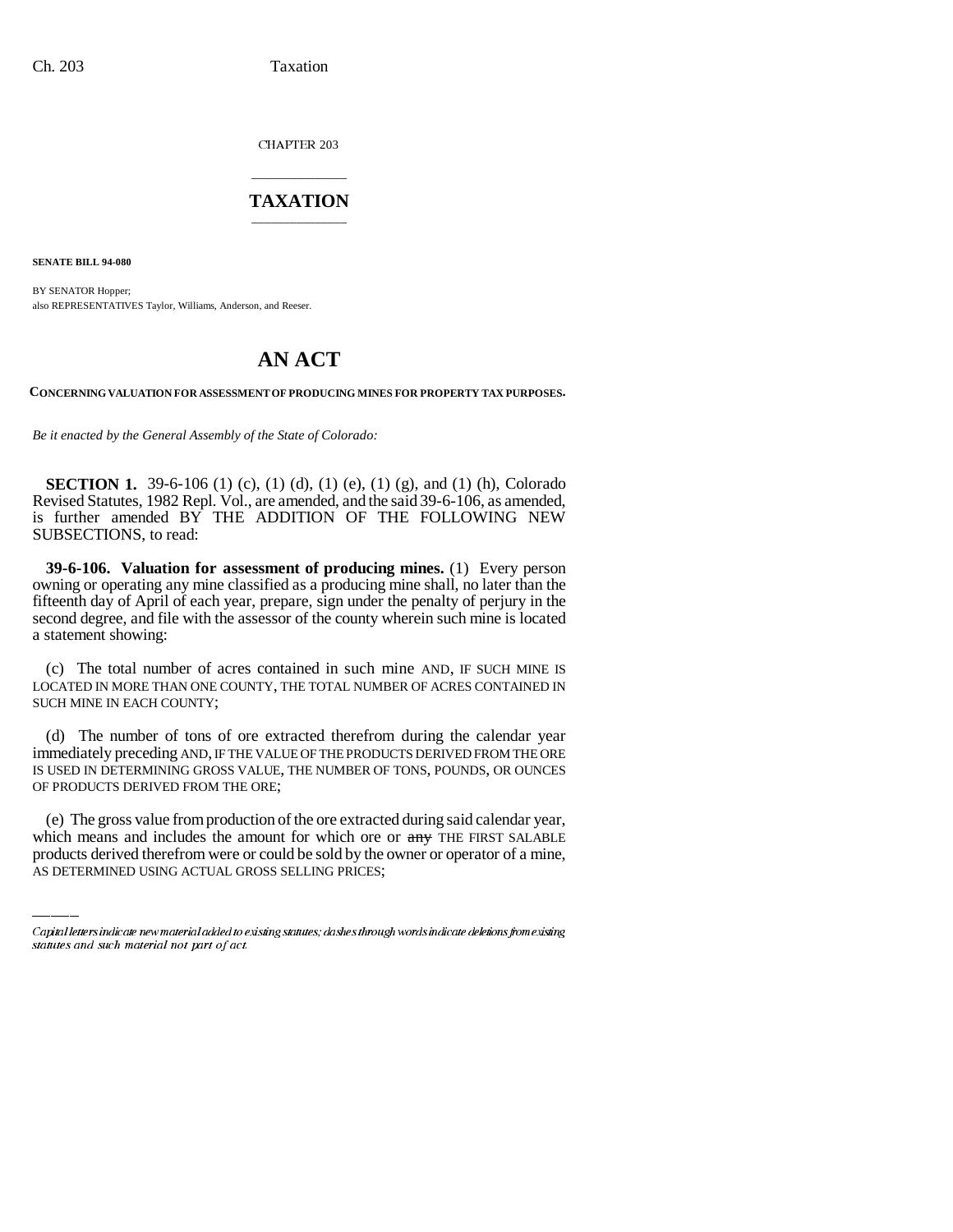CHAPTER 203

# TAXATION

**SENATE BILL 94-080**

BY SENATOR Hopper;
also REPRESENTATIVES Taylor, Williams, Anderson, and Reeser.

# AN ACT

**CONCERNING VALUATION FOR ASSESSMENT OF PRODUCING MINES FOR PROPERTY TAX PURPOSES.**

*Be it enacted by the General Assembly of the State of Colorado:*

**SECTION 1.** 39-6-106 (1) (c), (1) (d), (1) (e), (1) (g), and (1) (h), Colorado Revised Statutes, 1982 Repl. Vol., are amended, and the said 39-6-106, as amended, is further amended BY THE ADDITION OF THE FOLLOWING NEW SUBSECTIONS, to read:

**39-6-106. Valuation for assessment of producing mines.** (1) Every person owning or operating any mine classified as a producing mine shall, no later than the fifteenth day of April of each year, prepare, sign under the penalty of perjury in the second degree, and file with the assessor of the county wherein such mine is located a statement showing:

(c) The total number of acres contained in such mine AND, IF SUCH MINE IS LOCATED IN MORE THAN ONE COUNTY, THE TOTAL NUMBER OF ACRES CONTAINED IN SUCH MINE IN EACH COUNTY;

(d) The number of tons of ore extracted therefrom during the calendar year immediately preceding AND, IF THE VALUE OF THE PRODUCTS DERIVED FROM THE ORE IS USED IN DETERMINING GROSS VALUE, THE NUMBER OF TONS, POUNDS, OR OUNCES OF PRODUCTS DERIVED FROM THE ORE;

(e) The gross value from production of the ore extracted during said calendar year, which means and includes the amount for which ore or ~~any~~ THE FIRST SALABLE products derived therefrom were or could be sold by the owner or operator of a mine, AS DETERMINED USING ACTUAL GROSS SELLING PRICES;

*Capital letters indicate new material added to existing statutes; dashes through words indicate deletions from existing statutes and such material not part of act.*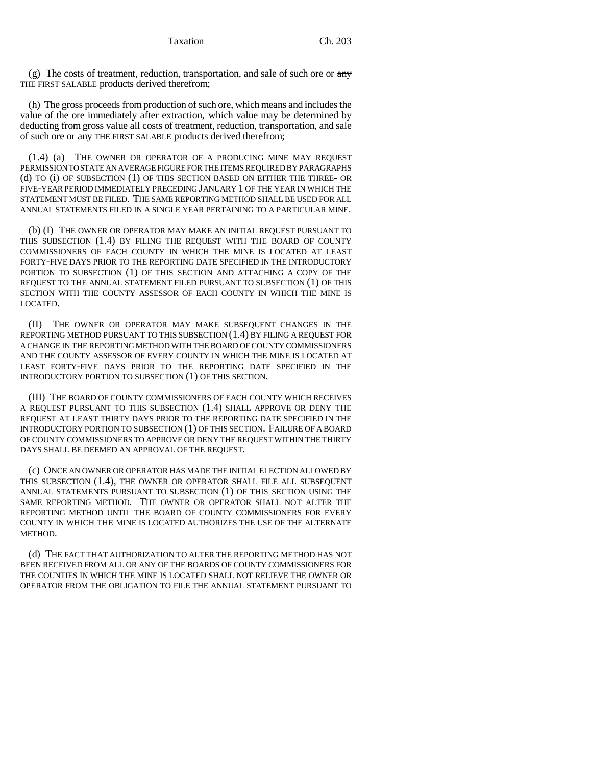(g) The costs of treatment, reduction, transportation, and sale of such ore or ~~any~~ THE FIRST SALABLE products derived therefrom;

(h) The gross proceeds from production of such ore, which means and includes the value of the ore immediately after extraction, which value may be determined by deducting from gross value all costs of treatment, reduction, transportation, and sale of such ore or ~~any~~ THE FIRST SALABLE products derived therefrom;

(1.4) (a) THE OWNER OR OPERATOR OF A PRODUCING MINE MAY REQUEST PERMISSION TO STATE AN AVERAGE FIGURE FOR THE ITEMS REQUIRED BY PARAGRAPHS (d) TO (i) OF SUBSECTION (1) OF THIS SECTION BASED ON EITHER THE THREE- OR FIVE-YEAR PERIOD IMMEDIATELY PRECEDING JANUARY 1 OF THE YEAR IN WHICH THE STATEMENT MUST BE FILED. THE SAME REPORTING METHOD SHALL BE USED FOR ALL ANNUAL STATEMENTS FILED IN A SINGLE YEAR PERTAINING TO A PARTICULAR MINE.

(b) (I) THE OWNER OR OPERATOR MAY MAKE AN INITIAL REQUEST PURSUANT TO THIS SUBSECTION (1.4) BY FILING THE REQUEST WITH THE BOARD OF COUNTY COMMISSIONERS OF EACH COUNTY IN WHICH THE MINE IS LOCATED AT LEAST FORTY-FIVE DAYS PRIOR TO THE REPORTING DATE SPECIFIED IN THE INTRODUCTORY PORTION TO SUBSECTION (1) OF THIS SECTION AND ATTACHING A COPY OF THE REQUEST TO THE ANNUAL STATEMENT FILED PURSUANT TO SUBSECTION (1) OF THIS SECTION WITH THE COUNTY ASSESSOR OF EACH COUNTY IN WHICH THE MINE IS LOCATED.

(II) THE OWNER OR OPERATOR MAY MAKE SUBSEQUENT CHANGES IN THE REPORTING METHOD PURSUANT TO THIS SUBSECTION (1.4) BY FILING A REQUEST FOR A CHANGE IN THE REPORTING METHOD WITH THE BOARD OF COUNTY COMMISSIONERS AND THE COUNTY ASSESSOR OF EVERY COUNTY IN WHICH THE MINE IS LOCATED AT LEAST FORTY-FIVE DAYS PRIOR TO THE REPORTING DATE SPECIFIED IN THE INTRODUCTORY PORTION TO SUBSECTION (1) OF THIS SECTION.

(III) THE BOARD OF COUNTY COMMISSIONERS OF EACH COUNTY WHICH RECEIVES A REQUEST PURSUANT TO THIS SUBSECTION (1.4) SHALL APPROVE OR DENY THE REQUEST AT LEAST THIRTY DAYS PRIOR TO THE REPORTING DATE SPECIFIED IN THE INTRODUCTORY PORTION TO SUBSECTION (1) OF THIS SECTION. FAILURE OF A BOARD OF COUNTY COMMISSIONERS TO APPROVE OR DENY THE REQUEST WITHIN THE THIRTY DAYS SHALL BE DEEMED AN APPROVAL OF THE REQUEST.

(c) ONCE AN OWNER OR OPERATOR HAS MADE THE INITIAL ELECTION ALLOWED BY THIS SUBSECTION (1.4), THE OWNER OR OPERATOR SHALL FILE ALL SUBSEQUENT ANNUAL STATEMENTS PURSUANT TO SUBSECTION (1) OF THIS SECTION USING THE SAME REPORTING METHOD. THE OWNER OR OPERATOR SHALL NOT ALTER THE REPORTING METHOD UNTIL THE BOARD OF COUNTY COMMISSIONERS FOR EVERY COUNTY IN WHICH THE MINE IS LOCATED AUTHORIZES THE USE OF THE ALTERNATE METHOD.

(d) THE FACT THAT AUTHORIZATION TO ALTER THE REPORTING METHOD HAS NOT BEEN RECEIVED FROM ALL OR ANY OF THE BOARDS OF COUNTY COMMISSIONERS FOR THE COUNTIES IN WHICH THE MINE IS LOCATED SHALL NOT RELIEVE THE OWNER OR OPERATOR FROM THE OBLIGATION TO FILE THE ANNUAL STATEMENT PURSUANT TO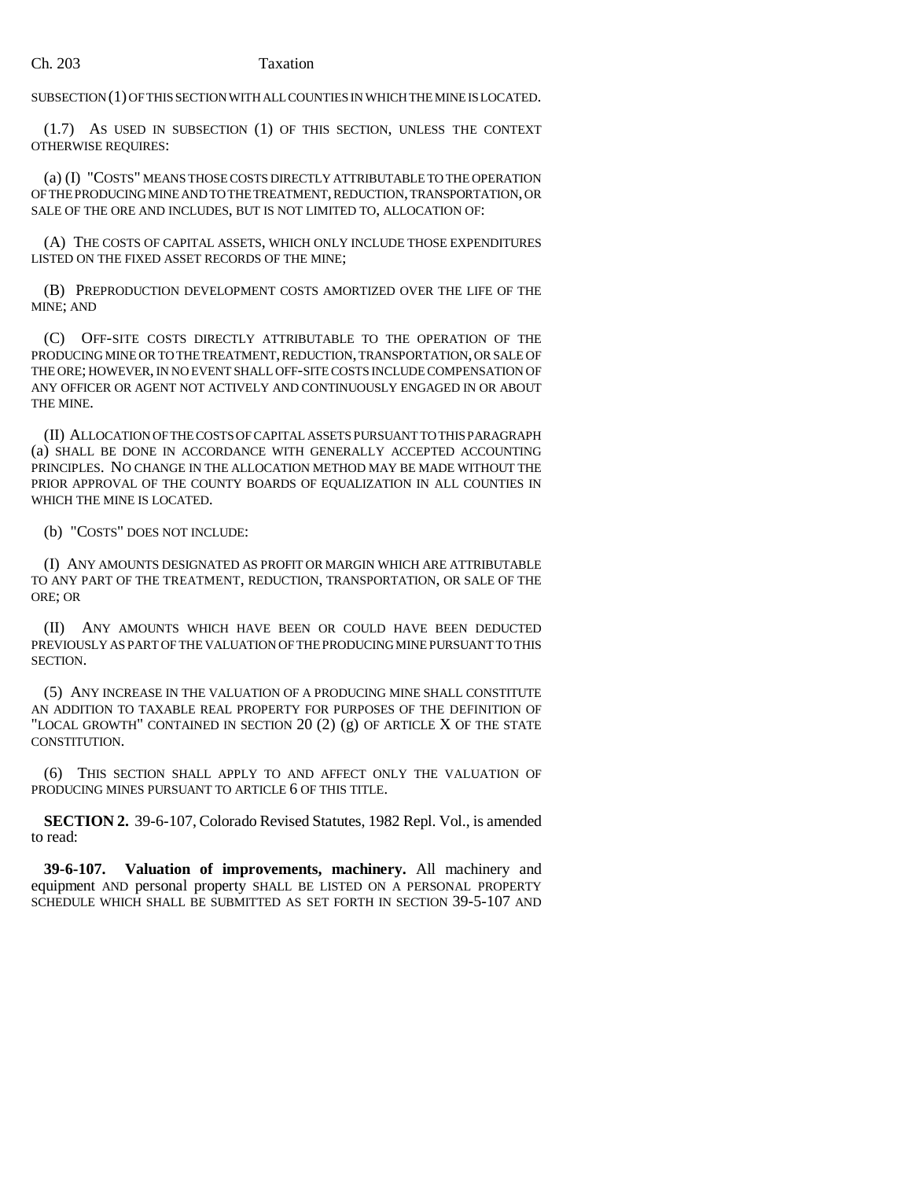SUBSECTION (1) OF THIS SECTION WITH ALL COUNTIES IN WHICH THE MINE IS LOCATED.

(1.7) AS USED IN SUBSECTION (1) OF THIS SECTION, UNLESS THE CONTEXT OTHERWISE REQUIRES:

(a) (I) "COSTS" MEANS THOSE COSTS DIRECTLY ATTRIBUTABLE TO THE OPERATION OF THE PRODUCING MINE AND TO THE TREATMENT, REDUCTION, TRANSPORTATION, OR SALE OF THE ORE AND INCLUDES, BUT IS NOT LIMITED TO, ALLOCATION OF:

(A) THE COSTS OF CAPITAL ASSETS, WHICH ONLY INCLUDE THOSE EXPENDITURES LISTED ON THE FIXED ASSET RECORDS OF THE MINE;

(B) PREPRODUCTION DEVELOPMENT COSTS AMORTIZED OVER THE LIFE OF THE MINE; AND

(C) OFF-SITE COSTS DIRECTLY ATTRIBUTABLE TO THE OPERATION OF THE PRODUCING MINE OR TO THE TREATMENT, REDUCTION, TRANSPORTATION, OR SALE OF THE ORE; HOWEVER, IN NO EVENT SHALL OFF-SITE COSTS INCLUDE COMPENSATION OF ANY OFFICER OR AGENT NOT ACTIVELY AND CONTINUOUSLY ENGAGED IN OR ABOUT THE MINE.

(II) ALLOCATION OF THE COSTS OF CAPITAL ASSETS PURSUANT TO THIS PARAGRAPH (a) SHALL BE DONE IN ACCORDANCE WITH GENERALLY ACCEPTED ACCOUNTING PRINCIPLES. NO CHANGE IN THE ALLOCATION METHOD MAY BE MADE WITHOUT THE PRIOR APPROVAL OF THE COUNTY BOARDS OF EQUALIZATION IN ALL COUNTIES IN WHICH THE MINE IS LOCATED.

(b) "COSTS" DOES NOT INCLUDE:

(I) ANY AMOUNTS DESIGNATED AS PROFIT OR MARGIN WHICH ARE ATTRIBUTABLE TO ANY PART OF THE TREATMENT, REDUCTION, TRANSPORTATION, OR SALE OF THE ORE; OR

(II) ANY AMOUNTS WHICH HAVE BEEN OR COULD HAVE BEEN DEDUCTED PREVIOUSLY AS PART OF THE VALUATION OF THE PRODUCING MINE PURSUANT TO THIS SECTION.

(5) ANY INCREASE IN THE VALUATION OF A PRODUCING MINE SHALL CONSTITUTE AN ADDITION TO TAXABLE REAL PROPERTY FOR PURPOSES OF THE DEFINITION OF "LOCAL GROWTH" CONTAINED IN SECTION 20 (2) (g) OF ARTICLE X OF THE STATE CONSTITUTION.

(6) THIS SECTION SHALL APPLY TO AND AFFECT ONLY THE VALUATION OF PRODUCING MINES PURSUANT TO ARTICLE 6 OF THIS TITLE.

**SECTION 2.** 39-6-107, Colorado Revised Statutes, 1982 Repl. Vol., is amended to read:

**39-6-107. Valuation of improvements, machinery.** All machinery and equipment AND personal property SHALL BE LISTED ON A PERSONAL PROPERTY SCHEDULE WHICH SHALL BE SUBMITTED AS SET FORTH IN SECTION 39-5-107 AND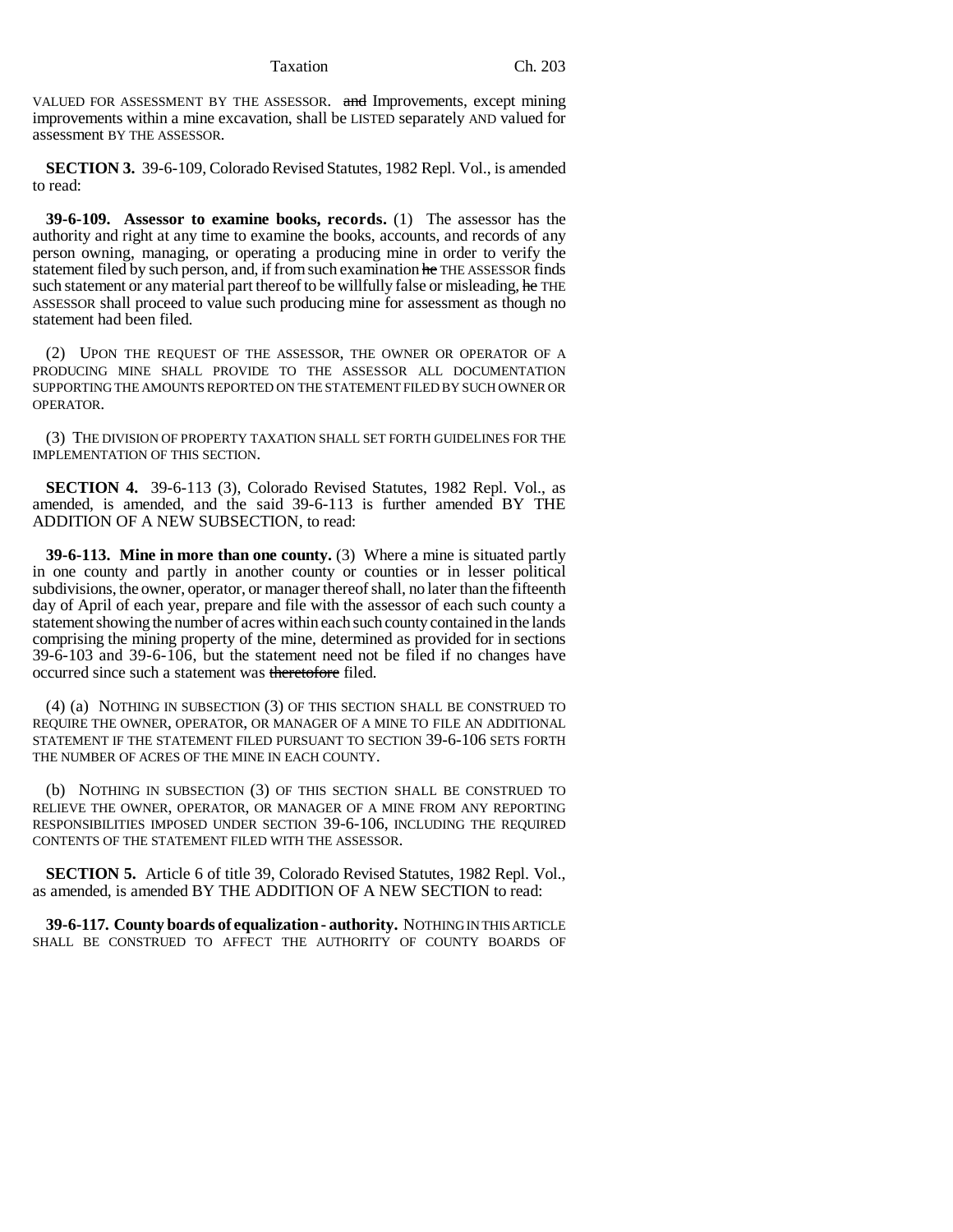VALUED FOR ASSESSMENT BY THE ASSESSOR. ~~and~~ Improvements, except mining improvements within a mine excavation, shall be LISTED separately AND valued for assessment BY THE ASSESSOR.

**SECTION 3.** 39-6-109, Colorado Revised Statutes, 1982 Repl. Vol., is amended to read:

**39-6-109. Assessor to examine books, records.** (1) The assessor has the authority and right at any time to examine the books, accounts, and records of any person owning, managing, or operating a producing mine in order to verify the statement filed by such person, and, if from such examination ~~he~~ THE ASSESSOR finds such statement or any material part thereof to be willfully false or misleading, ~~he~~ THE ASSESSOR shall proceed to value such producing mine for assessment as though no statement had been filed.

(2) UPON THE REQUEST OF THE ASSESSOR, THE OWNER OR OPERATOR OF A PRODUCING MINE SHALL PROVIDE TO THE ASSESSOR ALL DOCUMENTATION SUPPORTING THE AMOUNTS REPORTED ON THE STATEMENT FILED BY SUCH OWNER OR OPERATOR.

(3) THE DIVISION OF PROPERTY TAXATION SHALL SET FORTH GUIDELINES FOR THE IMPLEMENTATION OF THIS SECTION.

**SECTION 4.** 39-6-113 (3), Colorado Revised Statutes, 1982 Repl. Vol., as amended, is amended, and the said 39-6-113 is further amended BY THE ADDITION OF A NEW SUBSECTION, to read:

**39-6-113. Mine in more than one county.** (3) Where a mine is situated partly in one county and partly in another county or counties or in lesser political subdivisions, the owner, operator, or manager thereof shall, no later than the fifteenth day of April of each year, prepare and file with the assessor of each such county a statement showing the number of acres within each such county contained in the lands comprising the mining property of the mine, determined as provided for in sections 39-6-103 and 39-6-106, but the statement need not be filed if no changes have occurred since such a statement was ~~theretofore~~ filed.

(4) (a) NOTHING IN SUBSECTION (3) OF THIS SECTION SHALL BE CONSTRUED TO REQUIRE THE OWNER, OPERATOR, OR MANAGER OF A MINE TO FILE AN ADDITIONAL STATEMENT IF THE STATEMENT FILED PURSUANT TO SECTION 39-6-106 SETS FORTH THE NUMBER OF ACRES OF THE MINE IN EACH COUNTY.

(b) NOTHING IN SUBSECTION (3) OF THIS SECTION SHALL BE CONSTRUED TO RELIEVE THE OWNER, OPERATOR, OR MANAGER OF A MINE FROM ANY REPORTING RESPONSIBILITIES IMPOSED UNDER SECTION 39-6-106, INCLUDING THE REQUIRED CONTENTS OF THE STATEMENT FILED WITH THE ASSESSOR.

**SECTION 5.** Article 6 of title 39, Colorado Revised Statutes, 1982 Repl. Vol., as amended, is amended BY THE ADDITION OF A NEW SECTION to read:

**39-6-117. County boards of equalization - authority.** NOTHING IN THIS ARTICLE SHALL BE CONSTRUED TO AFFECT THE AUTHORITY OF COUNTY BOARDS OF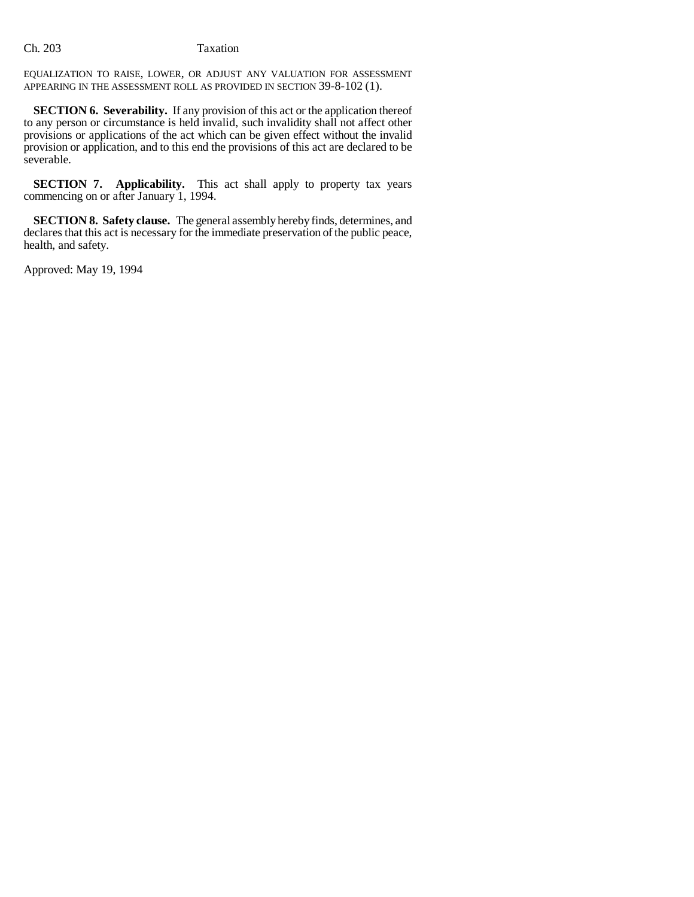EQUALIZATION TO RAISE, LOWER, OR ADJUST ANY VALUATION FOR ASSESSMENT APPEARING IN THE ASSESSMENT ROLL AS PROVIDED IN SECTION 39-8-102 (1).

**SECTION 6. Severability.** If any provision of this act or the application thereof to any person or circumstance is held invalid, such invalidity shall not affect other provisions or applications of the act which can be given effect without the invalid provision or application, and to this end the provisions of this act are declared to be severable.

**SECTION 7. Applicability.** This act shall apply to property tax years commencing on or after January 1, 1994.

**SECTION 8. Safety clause.** The general assembly hereby finds, determines, and declares that this act is necessary for the immediate preservation of the public peace, health, and safety.

Approved: May 19, 1994